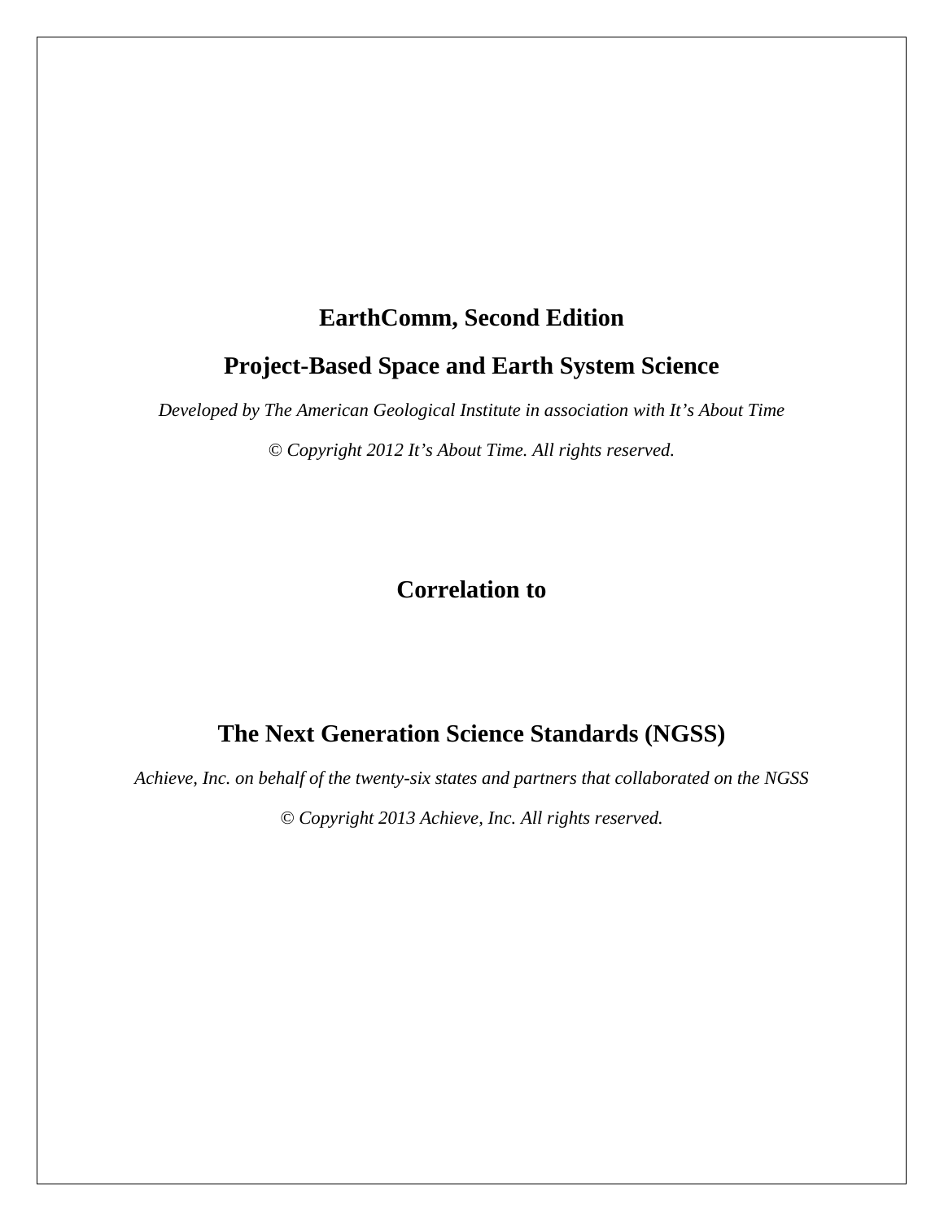# EarthComm, Second Edition

## Project-Based Space and Earth System Science

*Developed by The American Geological Institute in association with It's About Time*

*© Copyright 2012 It's About Time. All rights reserved.*

## Correlation to

## The Next Generation Science Standards (NGSS)

*Achieve, Inc. on behalf of the twenty-six states and partners that collaborated on the NGSS*

*© Copyright 2013 Achieve, Inc. All rights reserved.*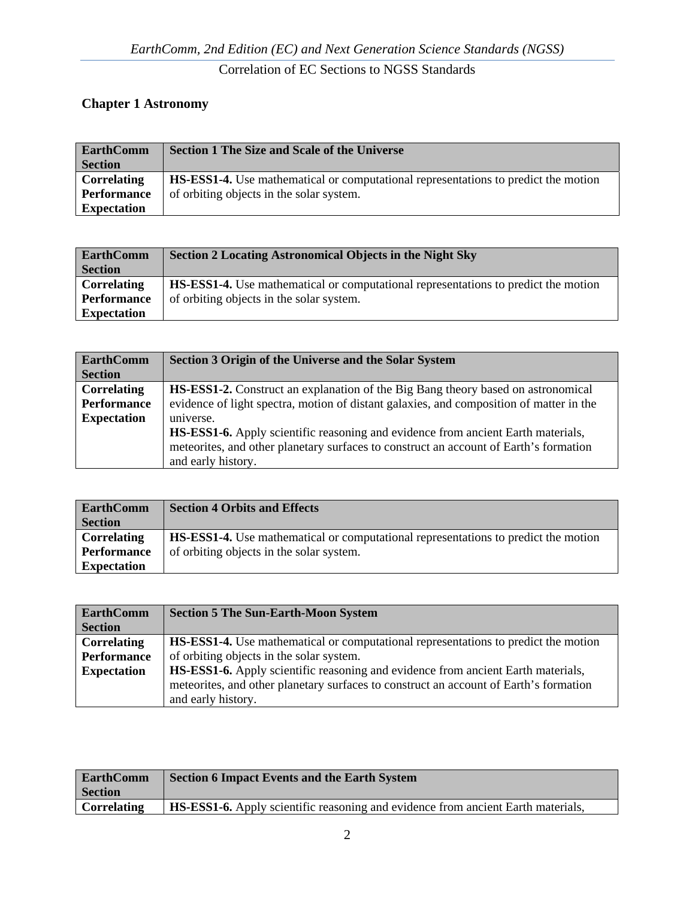## Chapter 1 Astronomy

| EarthComm Section | Section 1 The Size and Scale of the Universe |
|---|---|
| **Correlating Performance Expectation** | **HS-ESS1-4.** Use mathematical or computational representations to predict the motion of orbiting objects in the solar system. |

| EarthComm Section | Section 2 Locating Astronomical Objects in the Night Sky |
|---|---|
| **Correlating Performance Expectation** | **HS-ESS1-4.** Use mathematical or computational representations to predict the motion of orbiting objects in the solar system. |

| EarthComm Section | Section 3 Origin of the Universe and the Solar System |
|---|---|
| **Correlating Performance Expectation** | **HS-ESS1-2.** Construct an explanation of the Big Bang theory based on astronomical evidence of light spectra, motion of distant galaxies, and composition of matter in the universe.<br>**HS-ESS1-6.** Apply scientific reasoning and evidence from ancient Earth materials, meteorites, and other planetary surfaces to construct an account of Earth's formation and early history. |

| EarthComm Section | Section 4 Orbits and Effects |
|---|---|
| **Correlating Performance Expectation** | **HS-ESS1-4.** Use mathematical or computational representations to predict the motion of orbiting objects in the solar system. |

| EarthComm Section | Section 5 The Sun-Earth-Moon System |
|---|---|
| **Correlating Performance Expectation** | **HS-ESS1-4.** Use mathematical or computational representations to predict the motion of orbiting objects in the solar system.<br>**HS-ESS1-6.** Apply scientific reasoning and evidence from ancient Earth materials, meteorites, and other planetary surfaces to construct an account of Earth's formation and early history. |

| EarthComm Section | Section 6 Impact Events and the Earth System |
|---|---|
| **Correlating** | **HS-ESS1-6.** Apply scientific reasoning and evidence from ancient Earth materials, |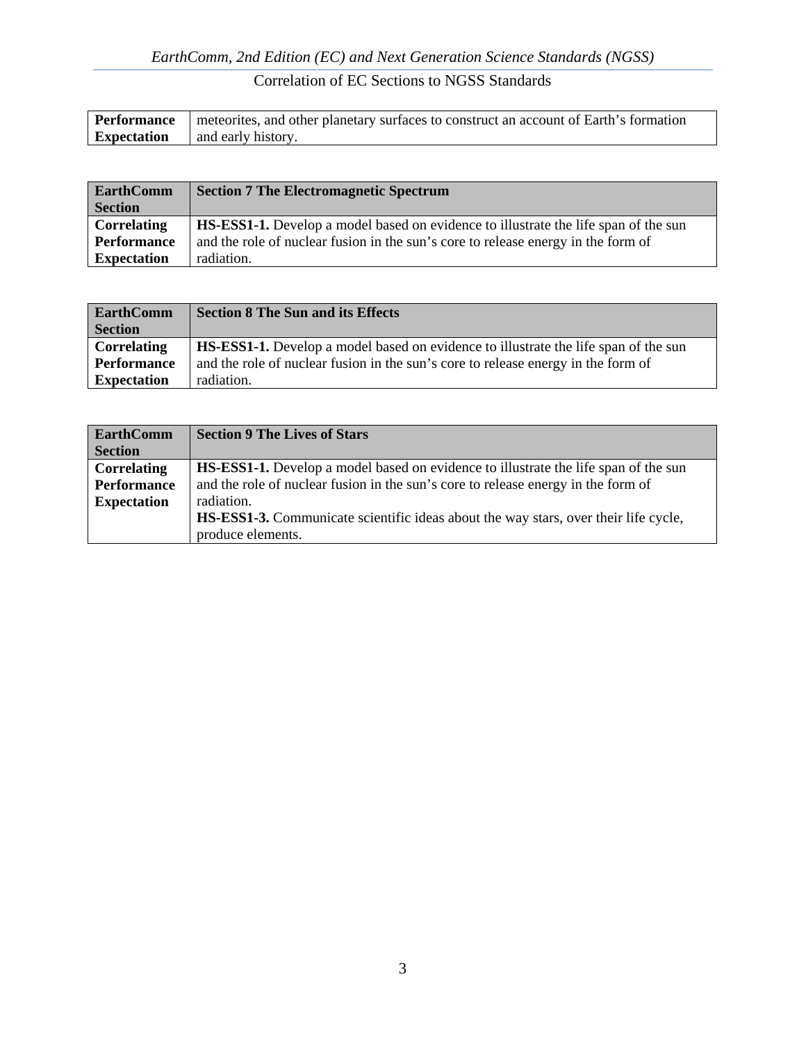| Performance Expectation | meteorites, and other planetary surfaces to construct an account of Earth's formation and early history. |
|---|---|

| **EarthComm Section** | **Section 7 The Electromagnetic Spectrum** |
|---|---|
| **Correlating Performance Expectation** | **HS-ESS1-1.** Develop a model based on evidence to illustrate the life span of the sun and the role of nuclear fusion in the sun's core to release energy in the form of radiation. |

| **EarthComm Section** | **Section 8 The Sun and its Effects** |
|---|---|
| **Correlating Performance Expectation** | **HS-ESS1-1.** Develop a model based on evidence to illustrate the life span of the sun and the role of nuclear fusion in the sun's core to release energy in the form of radiation. |

| **EarthComm Section** | **Section 9 The Lives of Stars** |
|---|---|
| **Correlating Performance Expectation** | **HS-ESS1-1.** Develop a model based on evidence to illustrate the life span of the sun and the role of nuclear fusion in the sun's core to release energy in the form of radiation.<br>**HS-ESS1-3.** Communicate scientific ideas about the way stars, over their life cycle, produce elements. |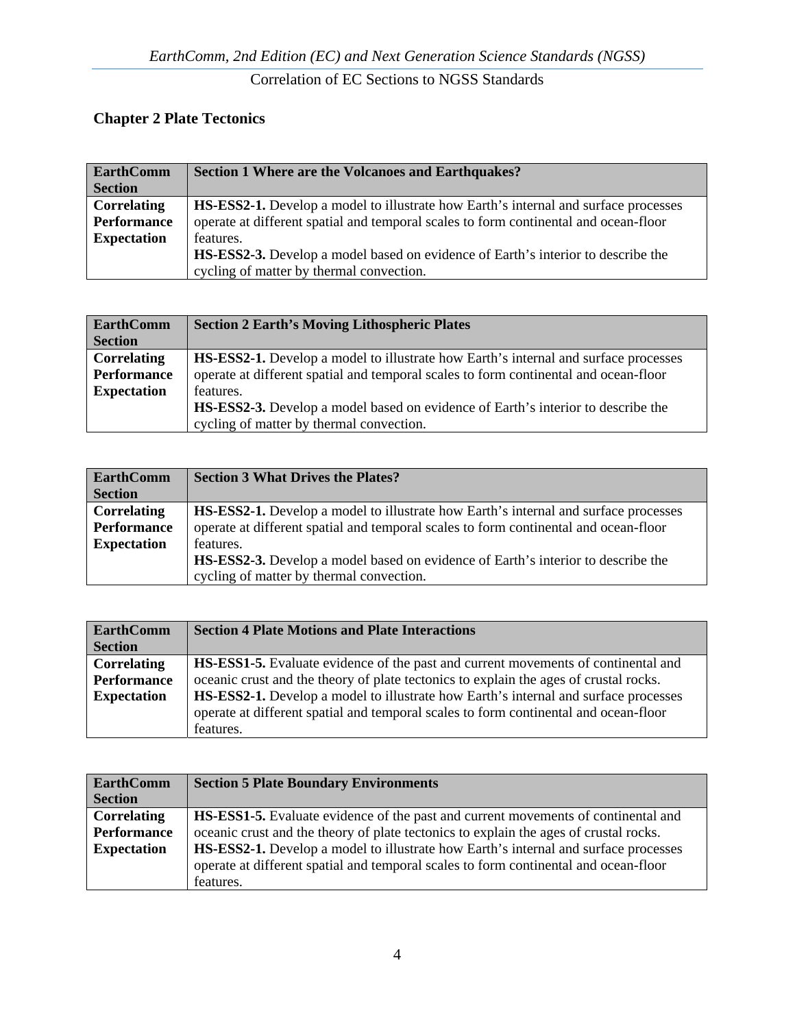## Chapter 2 Plate Tectonics

| **EarthComm Section** | **Section 1 Where are the Volcanoes and Earthquakes?** |
|---|---|
| **Correlating Performance Expectation** | **HS-ESS2-1.** Develop a model to illustrate how Earth's internal and surface processes operate at different spatial and temporal scales to form continental and ocean-floor features.<br>**HS-ESS2-3.** Develop a model based on evidence of Earth's interior to describe the cycling of matter by thermal convection. |

| **EarthComm Section** | **Section 2 Earth's Moving Lithospheric Plates** |
|---|---|
| **Correlating Performance Expectation** | **HS-ESS2-1.** Develop a model to illustrate how Earth's internal and surface processes operate at different spatial and temporal scales to form continental and ocean-floor features.<br>**HS-ESS2-3.** Develop a model based on evidence of Earth's interior to describe the cycling of matter by thermal convection. |

| **EarthComm Section** | **Section 3 What Drives the Plates?** |
|---|---|
| **Correlating Performance Expectation** | **HS-ESS2-1.** Develop a model to illustrate how Earth's internal and surface processes operate at different spatial and temporal scales to form continental and ocean-floor features.<br>**HS-ESS2-3.** Develop a model based on evidence of Earth's interior to describe the cycling of matter by thermal convection. |

| **EarthComm Section** | **Section 4 Plate Motions and Plate Interactions** |
|---|---|
| **Correlating Performance Expectation** | **HS-ESS1-5.** Evaluate evidence of the past and current movements of continental and oceanic crust and the theory of plate tectonics to explain the ages of crustal rocks.<br>**HS-ESS2-1.** Develop a model to illustrate how Earth's internal and surface processes operate at different spatial and temporal scales to form continental and ocean-floor features. |

| **EarthComm Section** | **Section 5 Plate Boundary Environments** |
|---|---|
| **Correlating Performance Expectation** | **HS-ESS1-5.** Evaluate evidence of the past and current movements of continental and oceanic crust and the theory of plate tectonics to explain the ages of crustal rocks.<br>**HS-ESS2-1.** Develop a model to illustrate how Earth's internal and surface processes operate at different spatial and temporal scales to form continental and ocean-floor features. |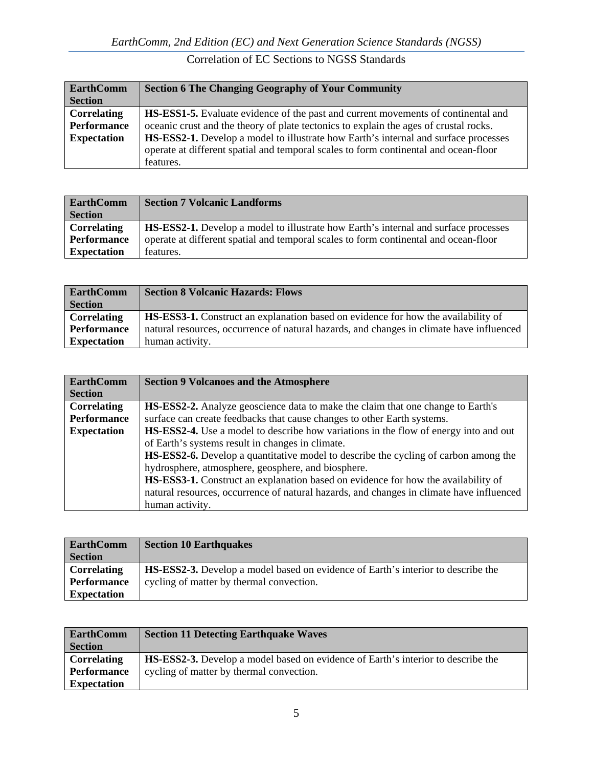| EarthComm Section | Section 6 The Changing Geography of Your Community |
| --- | --- |
| Correlating Performance Expectation | **HS-ESS1-5.** Evaluate evidence of the past and current movements of continental and oceanic crust and the theory of plate tectonics to explain the ages of crustal rocks.<br>**HS-ESS2-1.** Develop a model to illustrate how Earth's internal and surface processes operate at different spatial and temporal scales to form continental and ocean-floor features. |

| EarthComm Section | Section 7 Volcanic Landforms |
| --- | --- |
| Correlating Performance Expectation | **HS-ESS2-1.** Develop a model to illustrate how Earth's internal and surface processes operate at different spatial and temporal scales to form continental and ocean-floor features. |

| EarthComm Section | Section 8 Volcanic Hazards: Flows |
| --- | --- |
| Correlating Performance Expectation | **HS-ESS3-1.** Construct an explanation based on evidence for how the availability of natural resources, occurrence of natural hazards, and changes in climate have influenced human activity. |

| EarthComm Section | Section 9 Volcanoes and the Atmosphere |
| --- | --- |
| Correlating Performance Expectation | **HS-ESS2-2.** Analyze geoscience data to make the claim that one change to Earth's surface can create feedbacks that cause changes to other Earth systems.<br>**HS-ESS2-4.** Use a model to describe how variations in the flow of energy into and out of Earth's systems result in changes in climate.<br>**HS-ESS2-6.** Develop a quantitative model to describe the cycling of carbon among the hydrosphere, atmosphere, geosphere, and biosphere.<br>**HS-ESS3-1.** Construct an explanation based on evidence for how the availability of natural resources, occurrence of natural hazards, and changes in climate have influenced human activity. |

| EarthComm Section | Section 10 Earthquakes |
| --- | --- |
| Correlating Performance Expectation | **HS-ESS2-3.** Develop a model based on evidence of Earth's interior to describe the cycling of matter by thermal convection. |

| EarthComm Section | Section 11 Detecting Earthquake Waves |
| --- | --- |
| Correlating Performance Expectation | **HS-ESS2-3.** Develop a model based on evidence of Earth's interior to describe the cycling of matter by thermal convection. |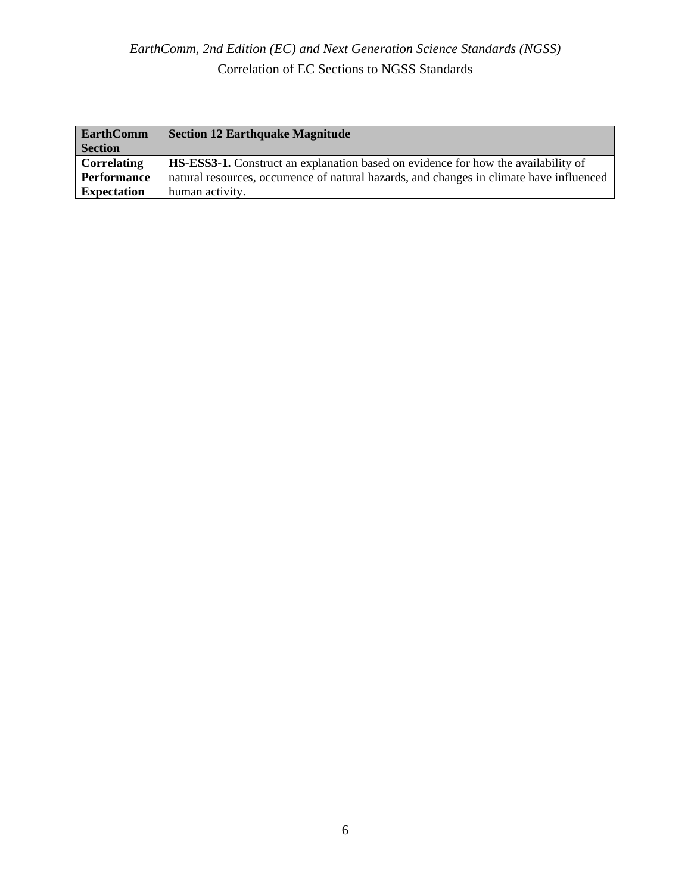| **EarthComm Section** | **Section 12 Earthquake Magnitude** |
|---|---|
| **Correlating Performance Expectation** | **HS-ESS3-1.** Construct an explanation based on evidence for how the availability of natural resources, occurrence of natural hazards, and changes in climate have influenced human activity. |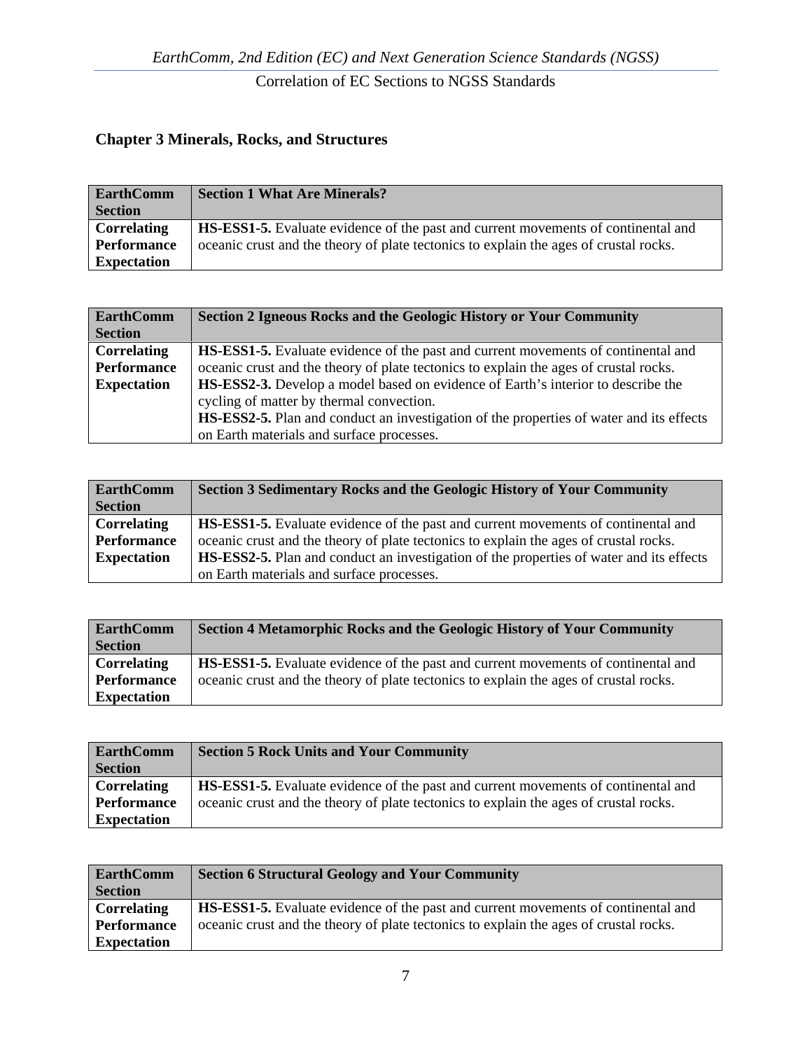## Chapter 3 Minerals, Rocks, and Structures

| **EarthComm Section** | **Section 1 What Are Minerals?** |
| --- | --- |
| **Correlating Performance Expectation** | **HS-ESS1-5.** Evaluate evidence of the past and current movements of continental and oceanic crust and the theory of plate tectonics to explain the ages of crustal rocks. |

| **EarthComm Section** | **Section 2 Igneous Rocks and the Geologic History or Your Community** |
| --- | --- |
| **Correlating Performance Expectation** | **HS-ESS1-5.** Evaluate evidence of the past and current movements of continental and oceanic crust and the theory of plate tectonics to explain the ages of crustal rocks. **HS-ESS2-3.** Develop a model based on evidence of Earth's interior to describe the cycling of matter by thermal convection. **HS-ESS2-5.** Plan and conduct an investigation of the properties of water and its effects on Earth materials and surface processes. |

| **EarthComm Section** | **Section 3 Sedimentary Rocks and the Geologic History of Your Community** |
| --- | --- |
| **Correlating Performance Expectation** | **HS-ESS1-5.** Evaluate evidence of the past and current movements of continental and oceanic crust and the theory of plate tectonics to explain the ages of crustal rocks. **HS-ESS2-5.** Plan and conduct an investigation of the properties of water and its effects on Earth materials and surface processes. |

| **EarthComm Section** | **Section 4 Metamorphic Rocks and the Geologic History of Your Community** |
| --- | --- |
| **Correlating Performance Expectation** | **HS-ESS1-5.** Evaluate evidence of the past and current movements of continental and oceanic crust and the theory of plate tectonics to explain the ages of crustal rocks. |

| **EarthComm Section** | **Section 5 Rock Units and Your Community** |
| --- | --- |
| **Correlating Performance Expectation** | **HS-ESS1-5.** Evaluate evidence of the past and current movements of continental and oceanic crust and the theory of plate tectonics to explain the ages of crustal rocks. |

| **EarthComm Section** | **Section 6 Structural Geology and Your Community** |
| --- | --- |
| **Correlating Performance Expectation** | **HS-ESS1-5.** Evaluate evidence of the past and current movements of continental and oceanic crust and the theory of plate tectonics to explain the ages of crustal rocks. |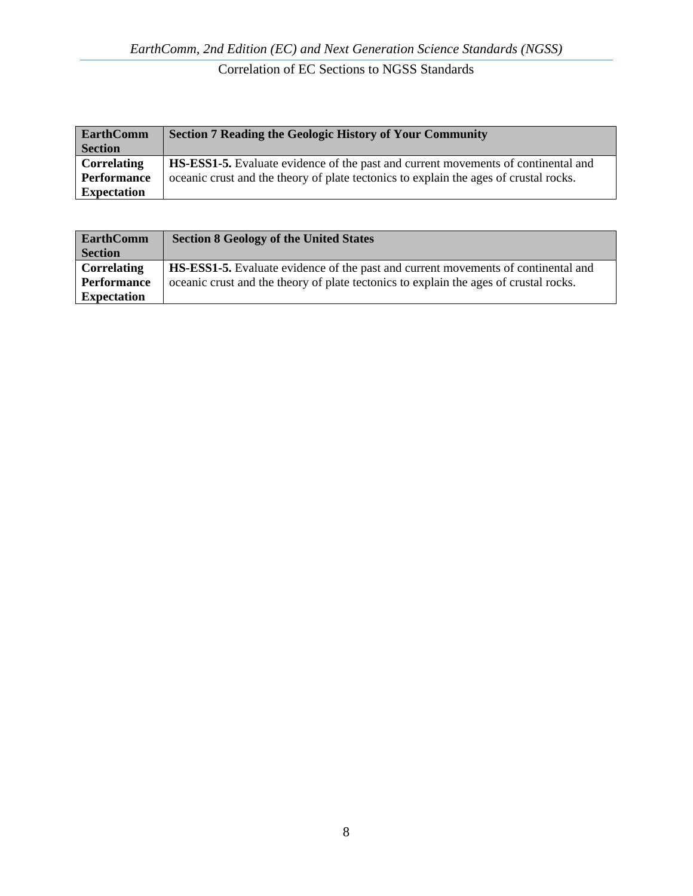| **EarthComm Section** | **Section 7 Reading the Geologic History of Your Community** |
|---|---|
| **Correlating Performance Expectation** | **HS-ESS1-5.** Evaluate evidence of the past and current movements of continental and oceanic crust and the theory of plate tectonics to explain the ages of crustal rocks. |

| **EarthComm Section** | **Section 8 Geology of the United States** |
|---|---|
| **Correlating Performance Expectation** | **HS-ESS1-5.** Evaluate evidence of the past and current movements of continental and oceanic crust and the theory of plate tectonics to explain the ages of crustal rocks. |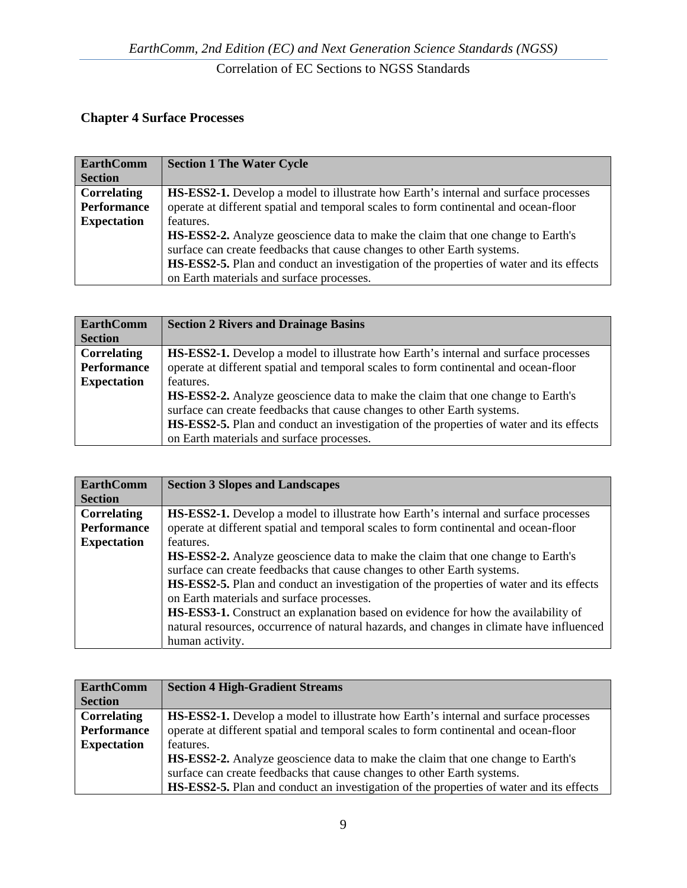## Chapter 4 Surface Processes

| **EarthComm Section** | **Section 1 The Water Cycle** |
|---|---|
| **Correlating Performance Expectation** | **HS-ESS2-1.** Develop a model to illustrate how Earth's internal and surface processes operate at different spatial and temporal scales to form continental and ocean-floor features.<br>**HS-ESS2-2.** Analyze geoscience data to make the claim that one change to Earth's surface can create feedbacks that cause changes to other Earth systems.<br>**HS-ESS2-5.** Plan and conduct an investigation of the properties of water and its effects on Earth materials and surface processes. |

| **EarthComm Section** | **Section 2 Rivers and Drainage Basins** |
|---|---|
| **Correlating Performance Expectation** | **HS-ESS2-1.** Develop a model to illustrate how Earth's internal and surface processes operate at different spatial and temporal scales to form continental and ocean-floor features.<br>**HS-ESS2-2.** Analyze geoscience data to make the claim that one change to Earth's surface can create feedbacks that cause changes to other Earth systems.<br>**HS-ESS2-5.** Plan and conduct an investigation of the properties of water and its effects on Earth materials and surface processes. |

| **EarthComm Section** | **Section 3 Slopes and Landscapes** |
|---|---|
| **Correlating Performance Expectation** | **HS-ESS2-1.** Develop a model to illustrate how Earth's internal and surface processes operate at different spatial and temporal scales to form continental and ocean-floor features.<br>**HS-ESS2-2.** Analyze geoscience data to make the claim that one change to Earth's surface can create feedbacks that cause changes to other Earth systems.<br>**HS-ESS2-5.** Plan and conduct an investigation of the properties of water and its effects on Earth materials and surface processes.<br>**HS-ESS3-1.** Construct an explanation based on evidence for how the availability of natural resources, occurrence of natural hazards, and changes in climate have influenced human activity. |

| **EarthComm Section** | **Section 4 High-Gradient Streams** |
|---|---|
| **Correlating Performance Expectation** | **HS-ESS2-1.** Develop a model to illustrate how Earth's internal and surface processes operate at different spatial and temporal scales to form continental and ocean-floor features.<br>**HS-ESS2-2.** Analyze geoscience data to make the claim that one change to Earth's surface can create feedbacks that cause changes to other Earth systems.<br>**HS-ESS2-5.** Plan and conduct an investigation of the properties of water and its effects |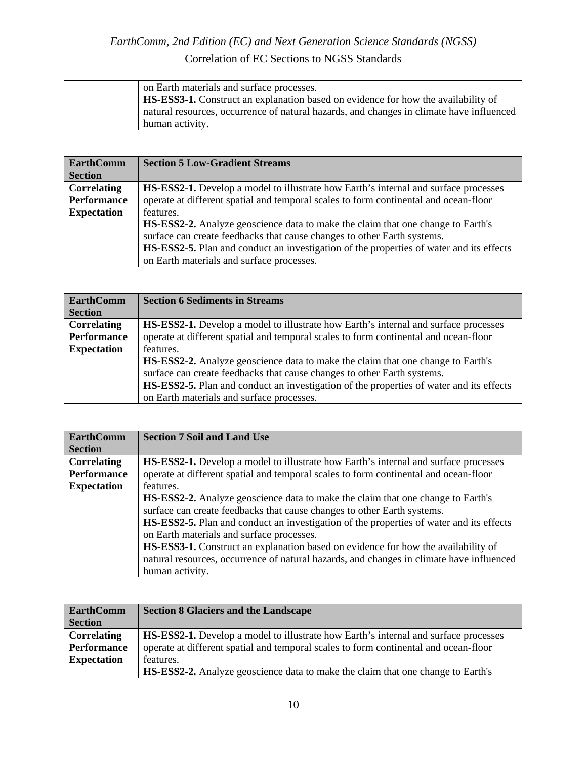| | |
|---|---|
| | on Earth materials and surface processes.<br>**HS-ESS3-1.** Construct an explanation based on evidence for how the availability of natural resources, occurrence of natural hazards, and changes in climate have influenced human activity. |

| **EarthComm Section** | **Section 5 Low-Gradient Streams** |
|---|---|
| **Correlating Performance Expectation** | **HS-ESS2-1.** Develop a model to illustrate how Earth's internal and surface processes operate at different spatial and temporal scales to form continental and ocean-floor features.<br>**HS-ESS2-2.** Analyze geoscience data to make the claim that one change to Earth's surface can create feedbacks that cause changes to other Earth systems.<br>**HS-ESS2-5.** Plan and conduct an investigation of the properties of water and its effects on Earth materials and surface processes. |

| **EarthComm Section** | **Section 6 Sediments in Streams** |
|---|---|
| **Correlating Performance Expectation** | **HS-ESS2-1.** Develop a model to illustrate how Earth's internal and surface processes operate at different spatial and temporal scales to form continental and ocean-floor features.<br>**HS-ESS2-2.** Analyze geoscience data to make the claim that one change to Earth's surface can create feedbacks that cause changes to other Earth systems.<br>**HS-ESS2-5.** Plan and conduct an investigation of the properties of water and its effects on Earth materials and surface processes. |

| **EarthComm Section** | **Section 7 Soil and Land Use** |
|---|---|
| **Correlating Performance Expectation** | **HS-ESS2-1.** Develop a model to illustrate how Earth's internal and surface processes operate at different spatial and temporal scales to form continental and ocean-floor features.<br>**HS-ESS2-2.** Analyze geoscience data to make the claim that one change to Earth's surface can create feedbacks that cause changes to other Earth systems.<br>**HS-ESS2-5.** Plan and conduct an investigation of the properties of water and its effects on Earth materials and surface processes.<br>**HS-ESS3-1.** Construct an explanation based on evidence for how the availability of natural resources, occurrence of natural hazards, and changes in climate have influenced human activity. |

| **EarthComm Section** | **Section 8 Glaciers and the Landscape** |
|---|---|
| **Correlating Performance Expectation** | **HS-ESS2-1.** Develop a model to illustrate how Earth's internal and surface processes operate at different spatial and temporal scales to form continental and ocean-floor features.<br>**HS-ESS2-2.** Analyze geoscience data to make the claim that one change to Earth's |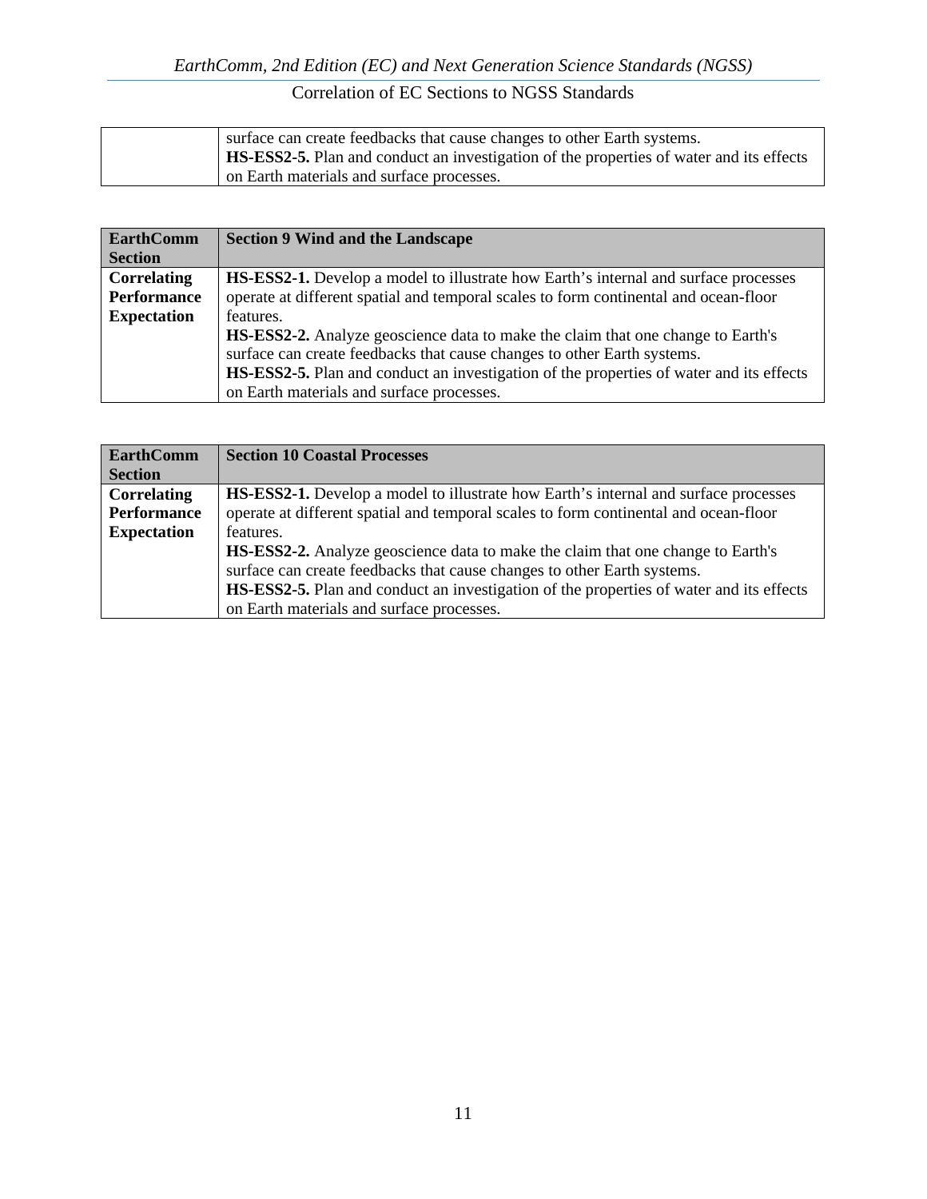| | |
|---|---|
| | surface can create feedbacks that cause changes to other Earth systems.<br>**HS-ESS2-5.** Plan and conduct an investigation of the properties of water and its effects on Earth materials and surface processes. |

| **EarthComm Section** | **Section 9 Wind and the Landscape** |
|---|---|
| **Correlating Performance Expectation** | **HS-ESS2-1.** Develop a model to illustrate how Earth's internal and surface processes operate at different spatial and temporal scales to form continental and ocean-floor features.<br>**HS-ESS2-2.** Analyze geoscience data to make the claim that one change to Earth's surface can create feedbacks that cause changes to other Earth systems.<br>**HS-ESS2-5.** Plan and conduct an investigation of the properties of water and its effects on Earth materials and surface processes. |

| **EarthComm Section** | **Section 10 Coastal Processes** |
|---|---|
| **Correlating Performance Expectation** | **HS-ESS2-1.** Develop a model to illustrate how Earth's internal and surface processes operate at different spatial and temporal scales to form continental and ocean-floor features.<br>**HS-ESS2-2.** Analyze geoscience data to make the claim that one change to Earth's surface can create feedbacks that cause changes to other Earth systems.<br>**HS-ESS2-5.** Plan and conduct an investigation of the properties of water and its effects on Earth materials and surface processes. |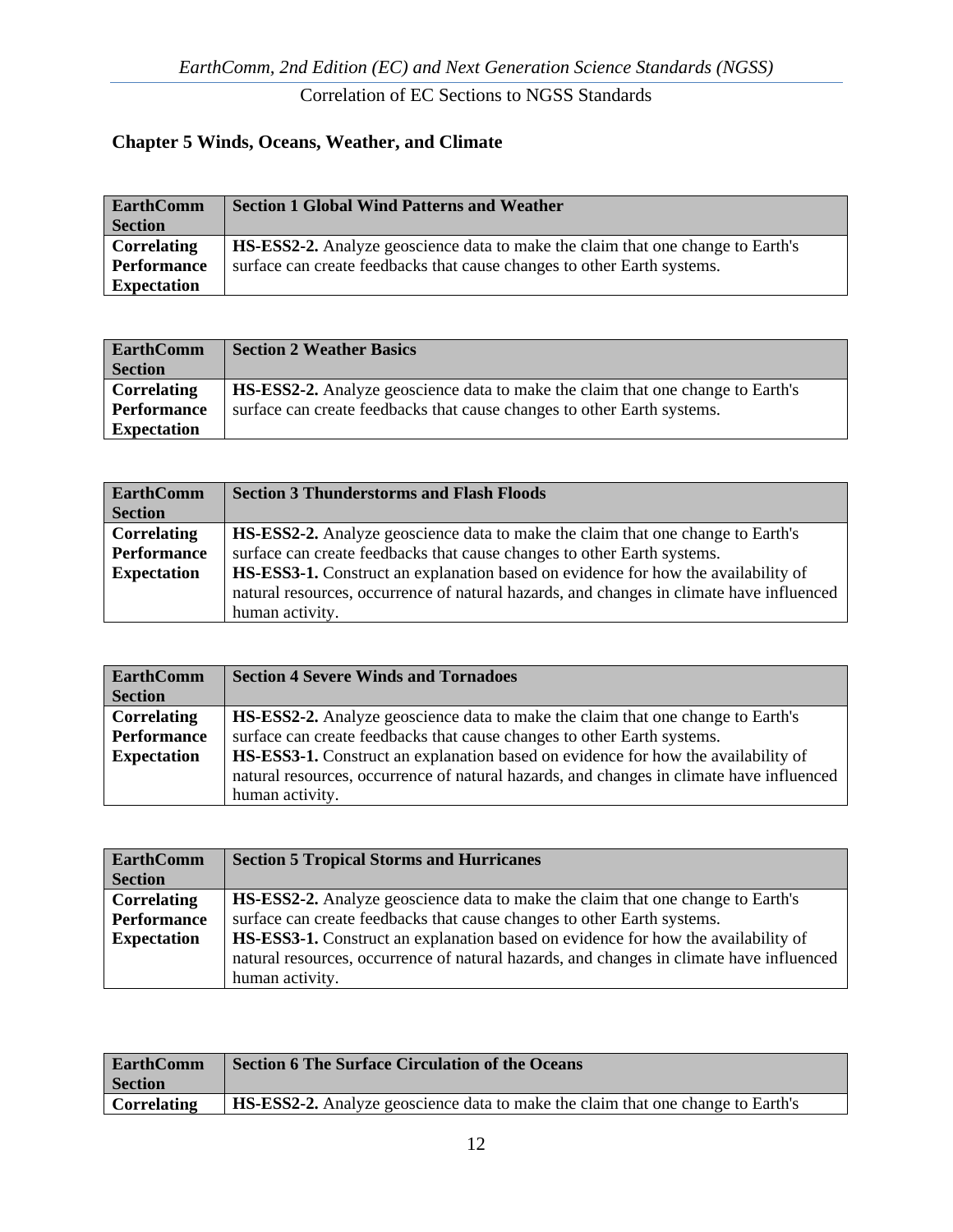## Chapter 5 Winds, Oceans, Weather, and Climate

| EarthComm Section | Section 1 Global Wind Patterns and Weather |
|---|---|
| Correlating Performance Expectation | **HS-ESS2-2.** Analyze geoscience data to make the claim that one change to Earth's surface can create feedbacks that cause changes to other Earth systems. |

| EarthComm Section | Section 2 Weather Basics |
|---|---|
| Correlating Performance Expectation | **HS-ESS2-2.** Analyze geoscience data to make the claim that one change to Earth's surface can create feedbacks that cause changes to other Earth systems. |

| EarthComm Section | Section 3 Thunderstorms and Flash Floods |
|---|---|
| Correlating Performance Expectation | **HS-ESS2-2.** Analyze geoscience data to make the claim that one change to Earth's surface can create feedbacks that cause changes to other Earth systems. **HS-ESS3-1.** Construct an explanation based on evidence for how the availability of natural resources, occurrence of natural hazards, and changes in climate have influenced human activity. |

| EarthComm Section | Section 4 Severe Winds and Tornadoes |
|---|---|
| Correlating Performance Expectation | **HS-ESS2-2.** Analyze geoscience data to make the claim that one change to Earth's surface can create feedbacks that cause changes to other Earth systems. **HS-ESS3-1.** Construct an explanation based on evidence for how the availability of natural resources, occurrence of natural hazards, and changes in climate have influenced human activity. |

| EarthComm Section | Section 5 Tropical Storms and Hurricanes |
|---|---|
| Correlating Performance Expectation | **HS-ESS2-2.** Analyze geoscience data to make the claim that one change to Earth's surface can create feedbacks that cause changes to other Earth systems. **HS-ESS3-1.** Construct an explanation based on evidence for how the availability of natural resources, occurrence of natural hazards, and changes in climate have influenced human activity. |

| EarthComm Section | Section 6 The Surface Circulation of the Oceans |
|---|---|
| Correlating | **HS-ESS2-2.** Analyze geoscience data to make the claim that one change to Earth's |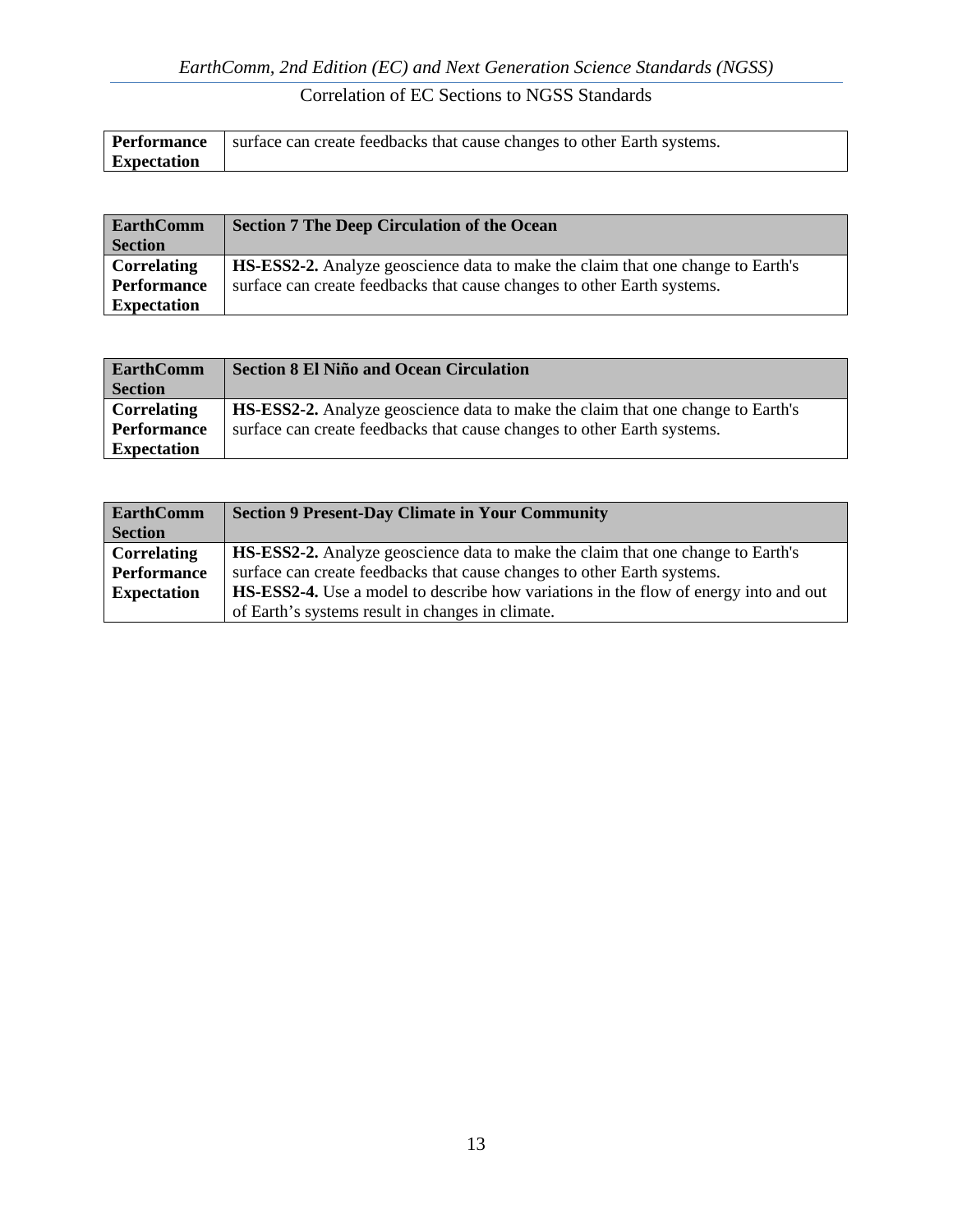| | |
|---|---|
| **Performance Expectation** | surface can create feedbacks that cause changes to other Earth systems. |

| **EarthComm Section** | **Section 7 The Deep Circulation of the Ocean** |
|---|---|
| **Correlating Performance Expectation** | **HS-ESS2-2.** Analyze geoscience data to make the claim that one change to Earth's surface can create feedbacks that cause changes to other Earth systems. |

| **EarthComm Section** | **Section 8 El Niño and Ocean Circulation** |
|---|---|
| **Correlating Performance Expectation** | **HS-ESS2-2.** Analyze geoscience data to make the claim that one change to Earth's surface can create feedbacks that cause changes to other Earth systems. |

| **EarthComm Section** | **Section 9 Present-Day Climate in Your Community** |
|---|---|
| **Correlating Performance Expectation** | **HS-ESS2-2.** Analyze geoscience data to make the claim that one change to Earth's surface can create feedbacks that cause changes to other Earth systems. **HS-ESS2-4.** Use a model to describe how variations in the flow of energy into and out of Earth's systems result in changes in climate. |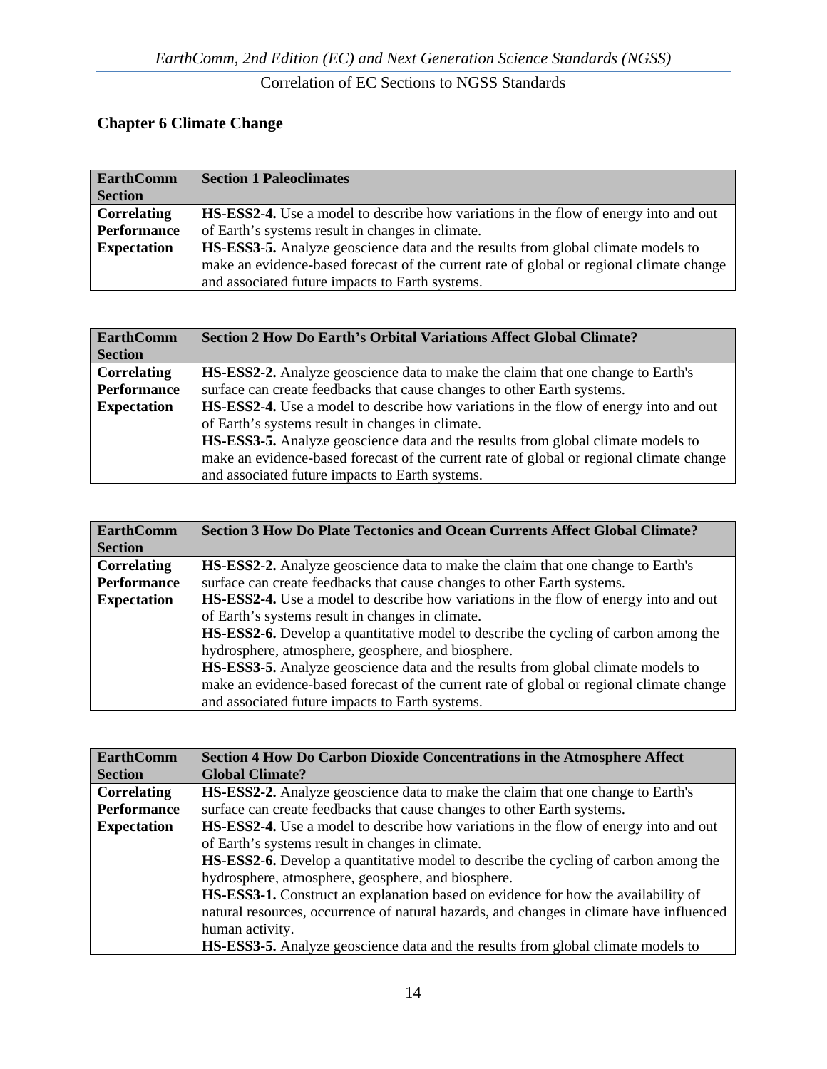## Chapter 6 Climate Change

| EarthComm Section | Section 1 Paleoclimates |
|---|---|
| Correlating Performance Expectation | **HS-ESS2-4.** Use a model to describe how variations in the flow of energy into and out of Earth's systems result in changes in climate.<br>**HS-ESS3-5.** Analyze geoscience data and the results from global climate models to make an evidence-based forecast of the current rate of global or regional climate change and associated future impacts to Earth systems. |

| EarthComm Section | Section 2 How Do Earth's Orbital Variations Affect Global Climate? |
|---|---|
| Correlating Performance Expectation | **HS-ESS2-2.** Analyze geoscience data to make the claim that one change to Earth's surface can create feedbacks that cause changes to other Earth systems.<br>**HS-ESS2-4.** Use a model to describe how variations in the flow of energy into and out of Earth's systems result in changes in climate.<br>**HS-ESS3-5.** Analyze geoscience data and the results from global climate models to make an evidence-based forecast of the current rate of global or regional climate change and associated future impacts to Earth systems. |

| EarthComm Section | Section 3 How Do Plate Tectonics and Ocean Currents Affect Global Climate? |
|---|---|
| Correlating Performance Expectation | **HS-ESS2-2.** Analyze geoscience data to make the claim that one change to Earth's surface can create feedbacks that cause changes to other Earth systems.<br>**HS-ESS2-4.** Use a model to describe how variations in the flow of energy into and out of Earth's systems result in changes in climate.<br>**HS-ESS2-6.** Develop a quantitative model to describe the cycling of carbon among the hydrosphere, atmosphere, geosphere, and biosphere.<br>**HS-ESS3-5.** Analyze geoscience data and the results from global climate models to make an evidence-based forecast of the current rate of global or regional climate change and associated future impacts to Earth systems. |

| EarthComm Section | Section 4 How Do Carbon Dioxide Concentrations in the Atmosphere Affect Global Climate? |
|---|---|
| Correlating Performance Expectation | **HS-ESS2-2.** Analyze geoscience data to make the claim that one change to Earth's surface can create feedbacks that cause changes to other Earth systems.<br>**HS-ESS2-4.** Use a model to describe how variations in the flow of energy into and out of Earth's systems result in changes in climate.<br>**HS-ESS2-6.** Develop a quantitative model to describe the cycling of carbon among the hydrosphere, atmosphere, geosphere, and biosphere.<br>**HS-ESS3-1.** Construct an explanation based on evidence for how the availability of natural resources, occurrence of natural hazards, and changes in climate have influenced human activity.<br>**HS-ESS3-5.** Analyze geoscience data and the results from global climate models to |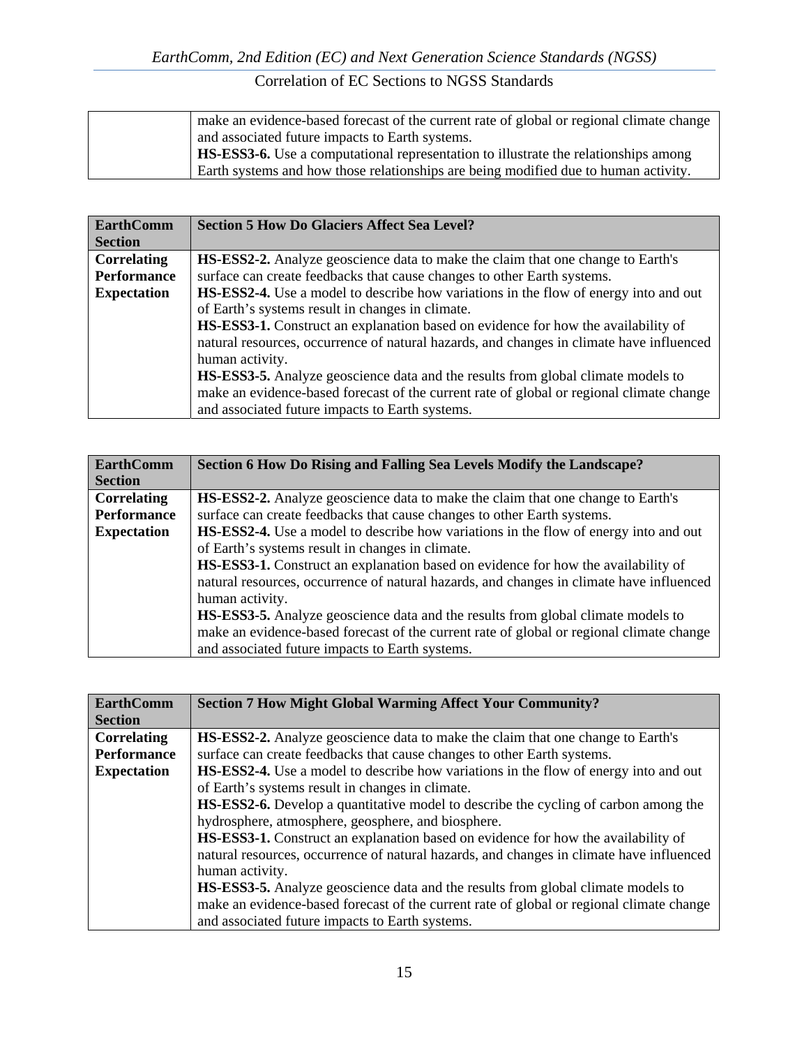| | |
|---|---|
| | make an evidence-based forecast of the current rate of global or regional climate change and associated future impacts to Earth systems.<br>**HS-ESS3-6.** Use a computational representation to illustrate the relationships among Earth systems and how those relationships are being modified due to human activity. |

| **EarthComm Section** | **Section 5 How Do Glaciers Affect Sea Level?** |
|---|---|
| **Correlating Performance Expectation** | **HS-ESS2-2.** Analyze geoscience data to make the claim that one change to Earth's surface can create feedbacks that cause changes to other Earth systems.<br>**HS-ESS2-4.** Use a model to describe how variations in the flow of energy into and out of Earth's systems result in changes in climate.<br>**HS-ESS3-1.** Construct an explanation based on evidence for how the availability of natural resources, occurrence of natural hazards, and changes in climate have influenced human activity.<br>**HS-ESS3-5.** Analyze geoscience data and the results from global climate models to make an evidence-based forecast of the current rate of global or regional climate change and associated future impacts to Earth systems. |

| **EarthComm Section** | **Section 6 How Do Rising and Falling Sea Levels Modify the Landscape?** |
|---|---|
| **Correlating Performance Expectation** | **HS-ESS2-2.** Analyze geoscience data to make the claim that one change to Earth's surface can create feedbacks that cause changes to other Earth systems.<br>**HS-ESS2-4.** Use a model to describe how variations in the flow of energy into and out of Earth's systems result in changes in climate.<br>**HS-ESS3-1.** Construct an explanation based on evidence for how the availability of natural resources, occurrence of natural hazards, and changes in climate have influenced human activity.<br>**HS-ESS3-5.** Analyze geoscience data and the results from global climate models to make an evidence-based forecast of the current rate of global or regional climate change and associated future impacts to Earth systems. |

| **EarthComm Section** | **Section 7 How Might Global Warming Affect Your Community?** |
|---|---|
| **Correlating Performance Expectation** | **HS-ESS2-2.** Analyze geoscience data to make the claim that one change to Earth's surface can create feedbacks that cause changes to other Earth systems.<br>**HS-ESS2-4.** Use a model to describe how variations in the flow of energy into and out of Earth's systems result in changes in climate.<br>**HS-ESS2-6.** Develop a quantitative model to describe the cycling of carbon among the hydrosphere, atmosphere, geosphere, and biosphere.<br>**HS-ESS3-1.** Construct an explanation based on evidence for how the availability of natural resources, occurrence of natural hazards, and changes in climate have influenced human activity.<br>**HS-ESS3-5.** Analyze geoscience data and the results from global climate models to make an evidence-based forecast of the current rate of global or regional climate change and associated future impacts to Earth systems. |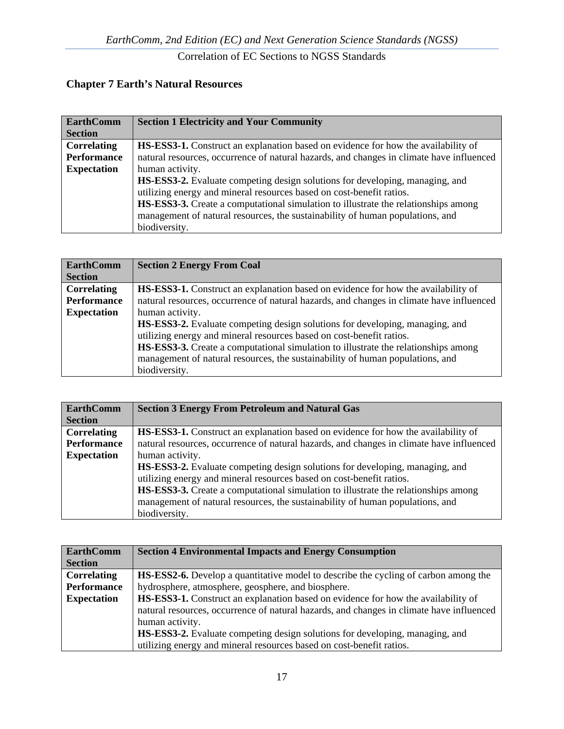## Chapter 7 Earth's Natural Resources

| EarthComm Section | Section 1 Electricity and Your Community |
|---|---|
| **Correlating Performance Expectation** | **HS-ESS3-1.** Construct an explanation based on evidence for how the availability of natural resources, occurrence of natural hazards, and changes in climate have influenced human activity.<br>**HS-ESS3-2.** Evaluate competing design solutions for developing, managing, and utilizing energy and mineral resources based on cost-benefit ratios.<br>**HS-ESS3-3.** Create a computational simulation to illustrate the relationships among management of natural resources, the sustainability of human populations, and biodiversity. |

| EarthComm Section | Section 2 Energy From Coal |
|---|---|
| **Correlating Performance Expectation** | **HS-ESS3-1.** Construct an explanation based on evidence for how the availability of natural resources, occurrence of natural hazards, and changes in climate have influenced human activity.<br>**HS-ESS3-2.** Evaluate competing design solutions for developing, managing, and utilizing energy and mineral resources based on cost-benefit ratios.<br>**HS-ESS3-3.** Create a computational simulation to illustrate the relationships among management of natural resources, the sustainability of human populations, and biodiversity. |

| EarthComm Section | Section 3 Energy From Petroleum and Natural Gas |
|---|---|
| **Correlating Performance Expectation** | **HS-ESS3-1.** Construct an explanation based on evidence for how the availability of natural resources, occurrence of natural hazards, and changes in climate have influenced human activity.<br>**HS-ESS3-2.** Evaluate competing design solutions for developing, managing, and utilizing energy and mineral resources based on cost-benefit ratios.<br>**HS-ESS3-3.** Create a computational simulation to illustrate the relationships among management of natural resources, the sustainability of human populations, and biodiversity. |

| EarthComm Section | Section 4 Environmental Impacts and Energy Consumption |
|---|---|
| **Correlating Performance Expectation** | **HS-ESS2-6.** Develop a quantitative model to describe the cycling of carbon among the hydrosphere, atmosphere, geosphere, and biosphere.<br>**HS-ESS3-1.** Construct an explanation based on evidence for how the availability of natural resources, occurrence of natural hazards, and changes in climate have influenced human activity.<br>**HS-ESS3-2.** Evaluate competing design solutions for developing, managing, and utilizing energy and mineral resources based on cost-benefit ratios. |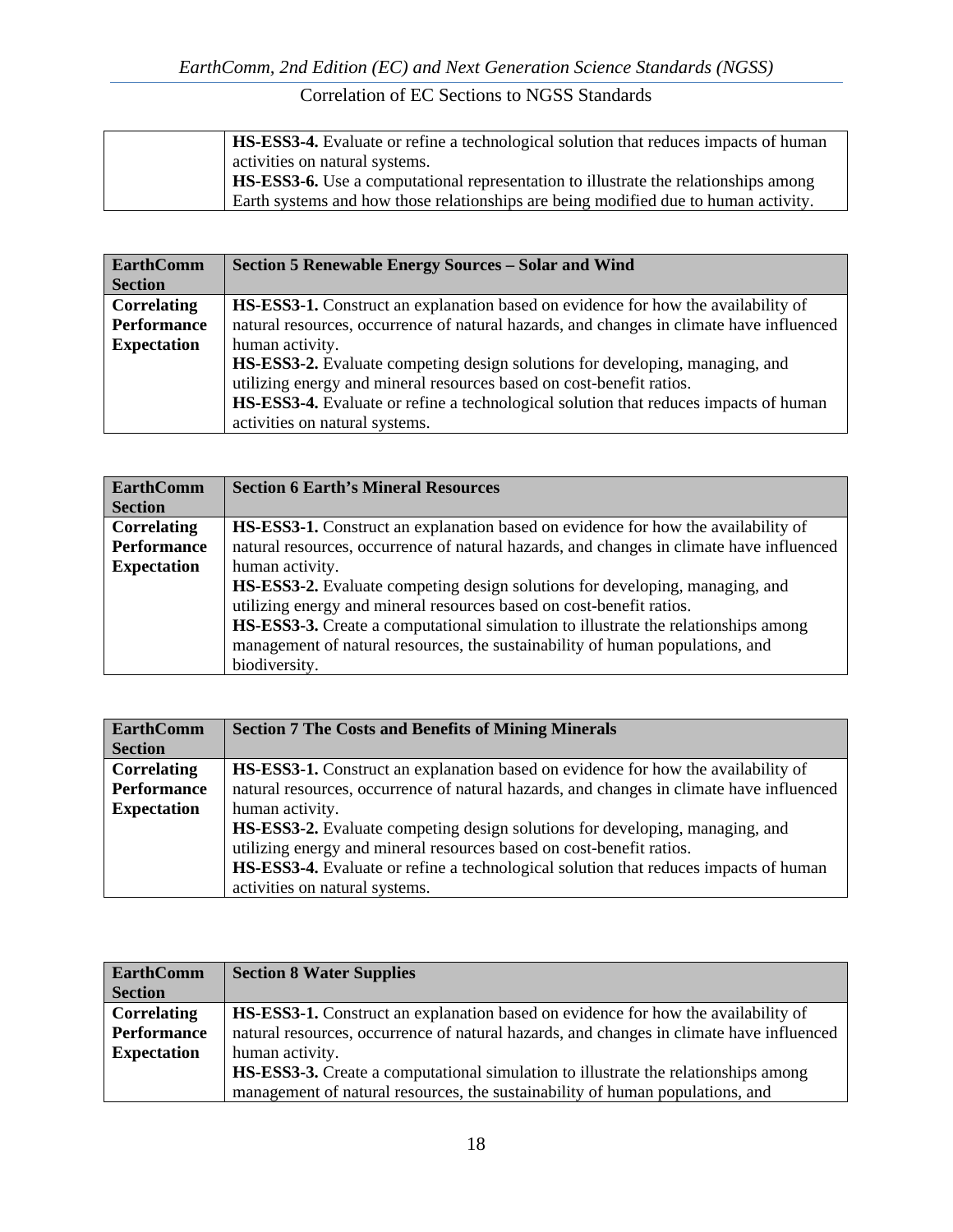| | |
|---|---|
| | **HS-ESS3-4.** Evaluate or refine a technological solution that reduces impacts of human activities on natural systems.<br>**HS-ESS3-6.** Use a computational representation to illustrate the relationships among Earth systems and how those relationships are being modified due to human activity. |

| EarthComm Section | Section 5 Renewable Energy Sources – Solar and Wind |
|---|---|
| **Correlating Performance Expectation** | **HS-ESS3-1.** Construct an explanation based on evidence for how the availability of natural resources, occurrence of natural hazards, and changes in climate have influenced human activity.<br>**HS-ESS3-2.** Evaluate competing design solutions for developing, managing, and utilizing energy and mineral resources based on cost-benefit ratios.<br>**HS-ESS3-4.** Evaluate or refine a technological solution that reduces impacts of human activities on natural systems. |

| EarthComm Section | Section 6 Earth's Mineral Resources |
|---|---|
| **Correlating Performance Expectation** | **HS-ESS3-1.** Construct an explanation based on evidence for how the availability of natural resources, occurrence of natural hazards, and changes in climate have influenced human activity.<br>**HS-ESS3-2.** Evaluate competing design solutions for developing, managing, and utilizing energy and mineral resources based on cost-benefit ratios.<br>**HS-ESS3-3.** Create a computational simulation to illustrate the relationships among management of natural resources, the sustainability of human populations, and biodiversity. |

| EarthComm Section | Section 7 The Costs and Benefits of Mining Minerals |
|---|---|
| **Correlating Performance Expectation** | **HS-ESS3-1.** Construct an explanation based on evidence for how the availability of natural resources, occurrence of natural hazards, and changes in climate have influenced human activity.<br>**HS-ESS3-2.** Evaluate competing design solutions for developing, managing, and utilizing energy and mineral resources based on cost-benefit ratios.<br>**HS-ESS3-4.** Evaluate or refine a technological solution that reduces impacts of human activities on natural systems. |

| EarthComm Section | Section 8 Water Supplies |
|---|---|
| **Correlating Performance Expectation** | **HS-ESS3-1.** Construct an explanation based on evidence for how the availability of natural resources, occurrence of natural hazards, and changes in climate have influenced human activity.<br>**HS-ESS3-3.** Create a computational simulation to illustrate the relationships among management of natural resources, the sustainability of human populations, and |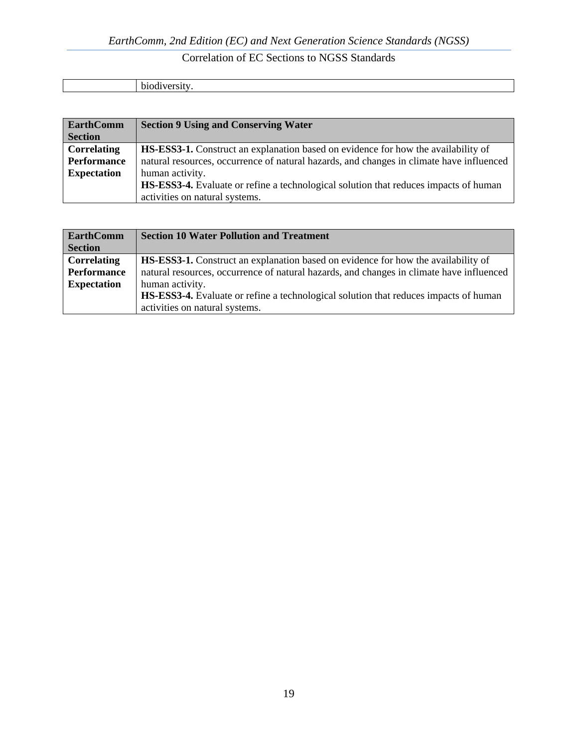| | biodiversity. |
|---|---|

| **EarthComm Section** | **Section 9 Using and Conserving Water** |
|---|---|
| **Correlating Performance Expectation** | **HS-ESS3-1.** Construct an explanation based on evidence for how the availability of natural resources, occurrence of natural hazards, and changes in climate have influenced human activity.<br>**HS-ESS3-4.** Evaluate or refine a technological solution that reduces impacts of human activities on natural systems. |

| **EarthComm Section** | **Section 10 Water Pollution and Treatment** |
|---|---|
| **Correlating Performance Expectation** | **HS-ESS3-1.** Construct an explanation based on evidence for how the availability of natural resources, occurrence of natural hazards, and changes in climate have influenced human activity.<br>**HS-ESS3-4.** Evaluate or refine a technological solution that reduces impacts of human activities on natural systems. |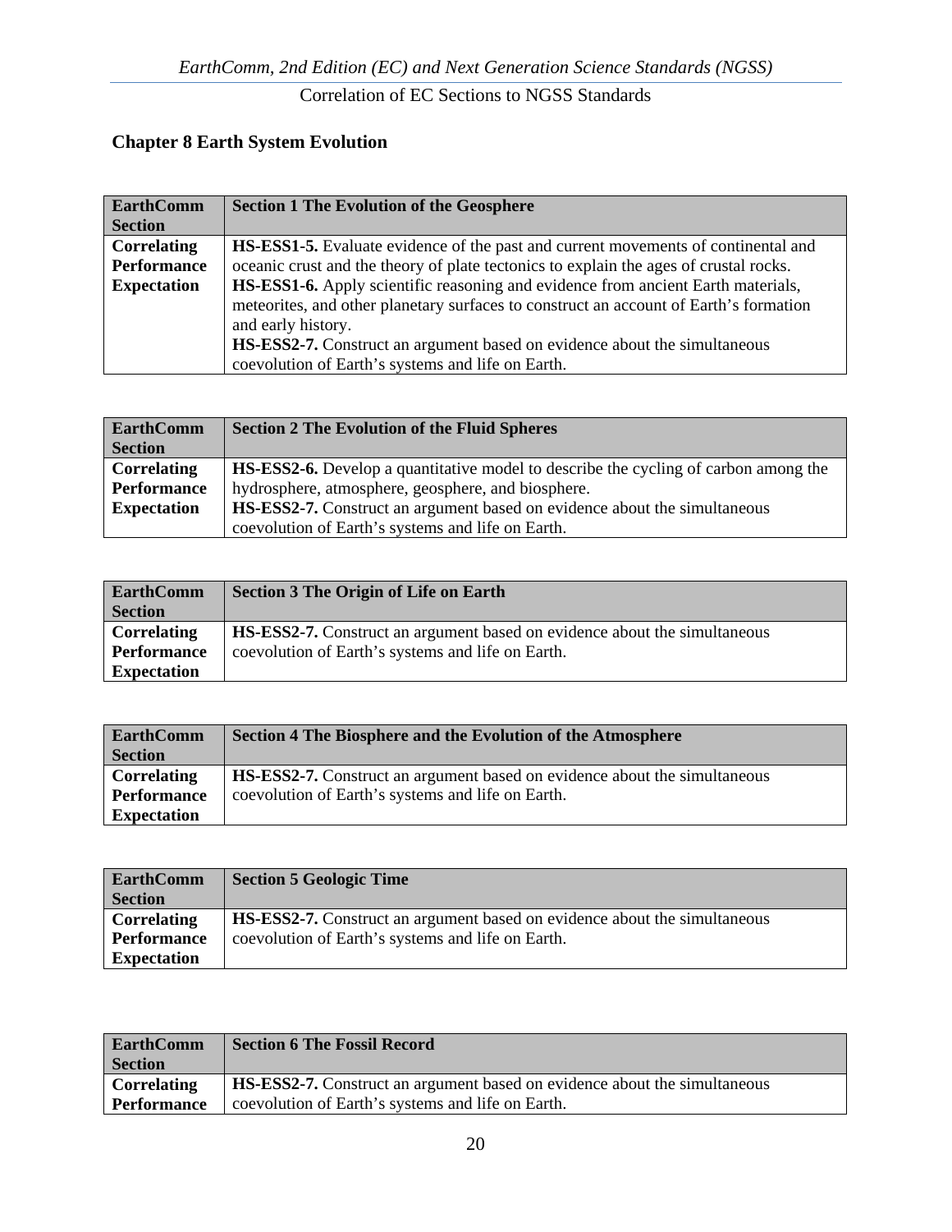## Chapter 8 Earth System Evolution

| EarthComm Section | Section 1 The Evolution of the Geosphere |
|---|---|
| Correlating Performance Expectation | **HS-ESS1-5.** Evaluate evidence of the past and current movements of continental and oceanic crust and the theory of plate tectonics to explain the ages of crustal rocks.<br>**HS-ESS1-6.** Apply scientific reasoning and evidence from ancient Earth materials, meteorites, and other planetary surfaces to construct an account of Earth's formation and early history.<br>**HS-ESS2-7.** Construct an argument based on evidence about the simultaneous coevolution of Earth's systems and life on Earth. |

| EarthComm Section | Section 2 The Evolution of the Fluid Spheres |
|---|---|
| Correlating Performance Expectation | **HS-ESS2-6.** Develop a quantitative model to describe the cycling of carbon among the hydrosphere, atmosphere, geosphere, and biosphere.<br>**HS-ESS2-7.** Construct an argument based on evidence about the simultaneous coevolution of Earth's systems and life on Earth. |

| EarthComm Section | Section 3 The Origin of Life on Earth |
|---|---|
| Correlating Performance Expectation | **HS-ESS2-7.** Construct an argument based on evidence about the simultaneous coevolution of Earth's systems and life on Earth. |

| EarthComm Section | Section 4 The Biosphere and the Evolution of the Atmosphere |
|---|---|
| Correlating Performance Expectation | **HS-ESS2-7.** Construct an argument based on evidence about the simultaneous coevolution of Earth's systems and life on Earth. |

| EarthComm Section | Section 5 Geologic Time |
|---|---|
| Correlating Performance Expectation | **HS-ESS2-7.** Construct an argument based on evidence about the simultaneous coevolution of Earth's systems and life on Earth. |

| EarthComm Section | Section 6 The Fossil Record |
|---|---|
| Correlating Performance | **HS-ESS2-7.** Construct an argument based on evidence about the simultaneous coevolution of Earth's systems and life on Earth. |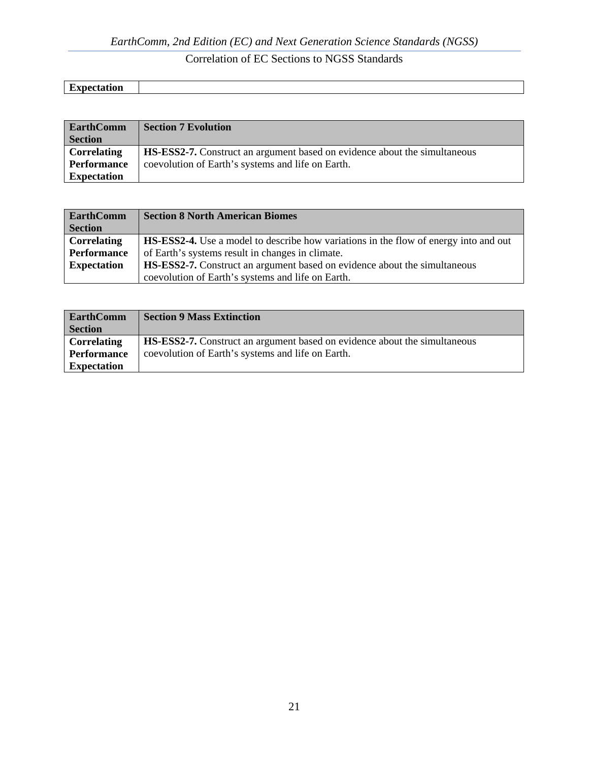| Expectation | |
|---|---|

| EarthComm Section | Section 7 Evolution |
|---|---|
| Correlating Performance Expectation | **HS-ESS2-7.** Construct an argument based on evidence about the simultaneous coevolution of Earth's systems and life on Earth. |

| EarthComm Section | Section 8 North American Biomes |
|---|---|
| Correlating Performance Expectation | **HS-ESS2-4.** Use a model to describe how variations in the flow of energy into and out of Earth's systems result in changes in climate.<br>**HS-ESS2-7.** Construct an argument based on evidence about the simultaneous coevolution of Earth's systems and life on Earth. |

| EarthComm Section | Section 9 Mass Extinction |
|---|---|
| Correlating Performance Expectation | **HS-ESS2-7.** Construct an argument based on evidence about the simultaneous coevolution of Earth's systems and life on Earth. |